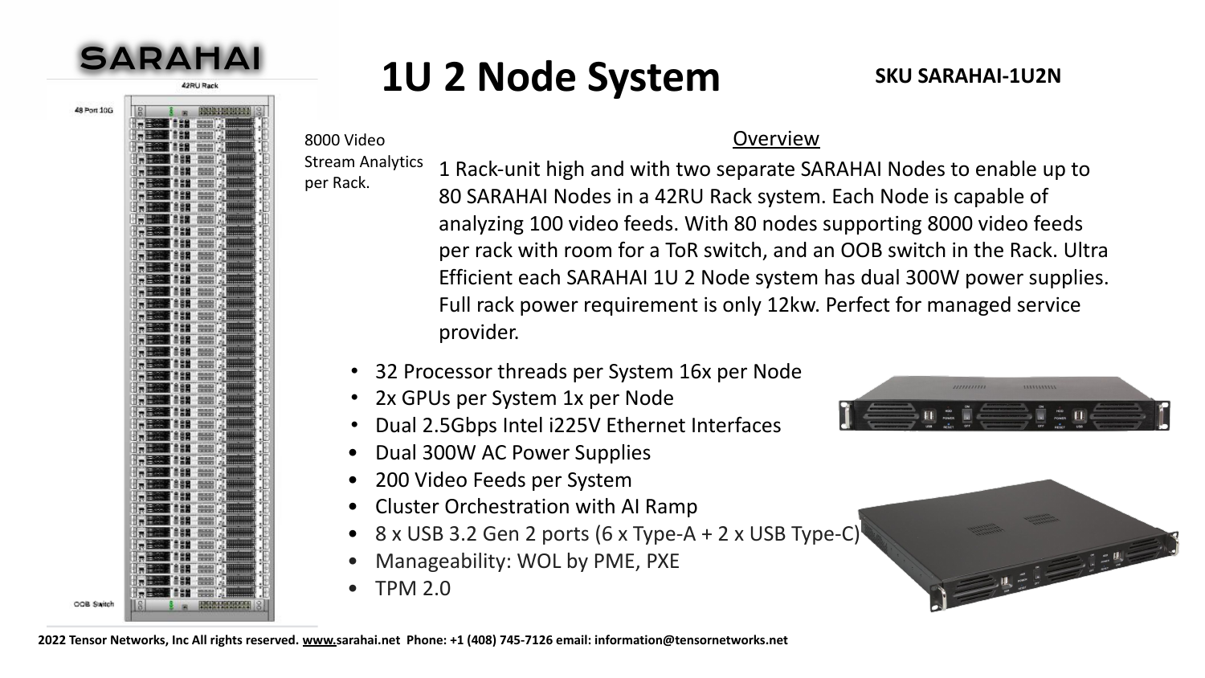SARAHAI

# 1U 2 Node System

**SKU SARAHAI-1U2N**

8000 Video Stream Analytics per Rack.

## Overview

1 Rack-unit high and with two separate SARAHAI Nodes to enable up to 80 SARAHAI Nodes in a 42RU Rack system. Each Node is capable of analyzing 100 video feeds. With 80 nodes supporting 8000 video feeds per rack with room for a ToR switch, and an OOB switch in the Rack. Ultra Efficient each SARAHAI 1U 2 Node system has dual 300W power supplies. Full rack power requirement is only 12kw. Perfect for managed service provider.

- 32 Processor threads per System 16x per Node
- 2x GPUs per System 1x per Node
- Dual 2.5Gbps Intel i225V Ethernet Interfaces
- Dual 300W AC Power Supplies
- 200 Video Feeds per System
- Cluster Orchestration with AI Ramp
- 8 x USB 3.2 Gen 2 ports (6 x Type-A + 2 x USB Type-C)
- Manageability: WOL by PME, PXE
- TPM 2.0

**2022 Tensor Networks, Inc All rights reserved. www.sarahai.net Phone: +1 (408) 745-7126 email: information@tensornetworks.net**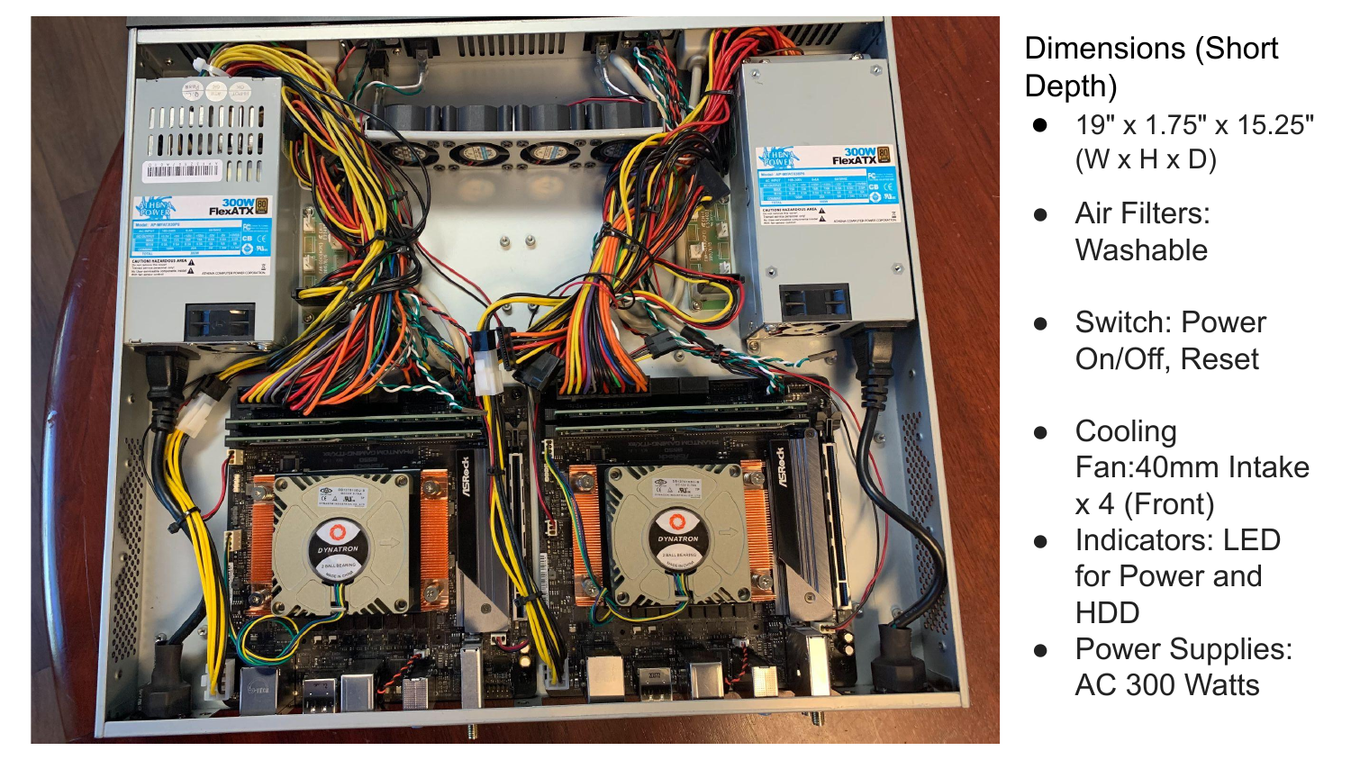Dimensions (Short Depth)

- 19" x 1.75" x 15.25" (W x H x D)
- Air Filters: Washable
- Switch: Power On/Off, Reset
- Cooling Fan:40mm Intake x 4 (Front)
- Indicators: LED for Power and HDD
- Power Supplies: AC 300 Watts